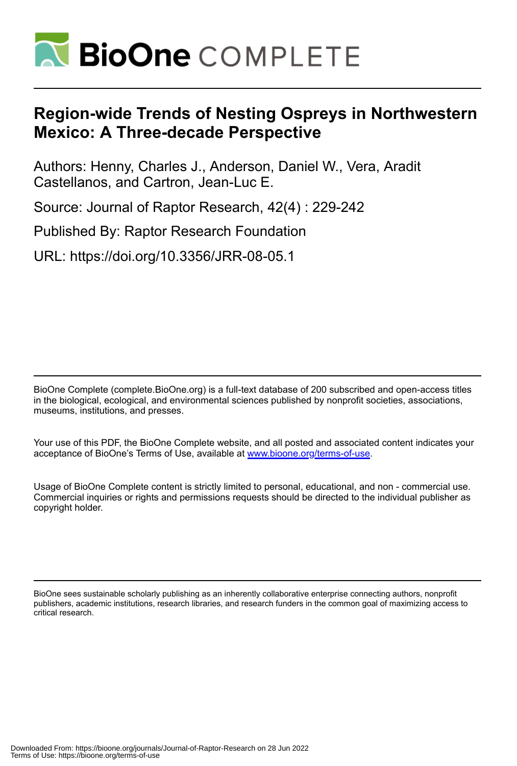# Region-wide Trends of Nesting Ospreys in Northwestern Mexico: A Three-decade Perspective

Authors: Henny, Charles J., Anderson, Daniel W., Vera, Aradit Castellanos, and Cartron, Jean-Luc E.

Source: Journal of Raptor Research, 42(4) : 229-242

Published By: Raptor Research Foundation

URL: https://doi.org/10.3356/JRR-08-05.1

BioOne Complete (complete.BioOne.org) is a full-text database of 200 subscribed and open-access titles in the biological, ecological, and environmental sciences published by nonprofit societies, associations, museums, institutions, and presses.

Your use of this PDF, the BioOne Complete website, and all posted and associated content indicates your acceptance of BioOne's Terms of Use, available at www.bioone.org/terms-of-use.

Usage of BioOne Complete content is strictly limited to personal, educational, and non - commercial use. Commercial inquiries or rights and permissions requests should be directed to the individual publisher as copyright holder.

BioOne sees sustainable scholarly publishing as an inherently collaborative enterprise connecting authors, nonprofit publishers, academic institutions, research libraries, and research funders in the common goal of maximizing access to critical research.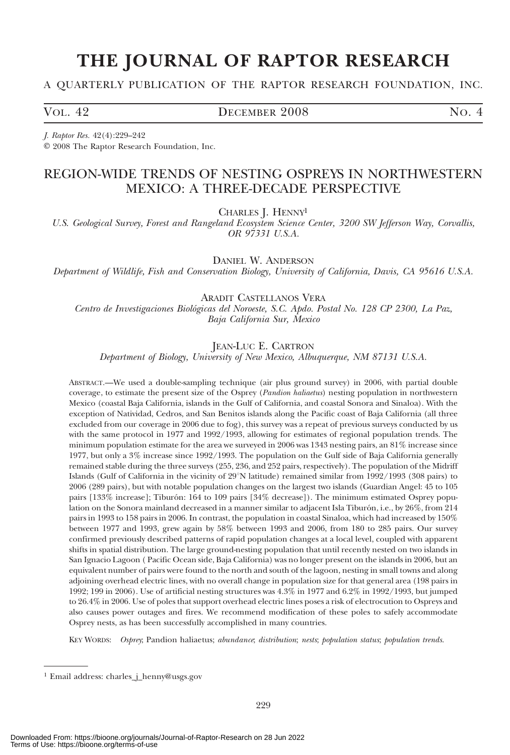# THE JOURNAL OF RAPTOR RESEARCH

A QUARTERLY PUBLICATION OF THE RAPTOR RESEARCH FOUNDATION, INC.

VOL. 42 DECEMBER 2008 NO. 4

*J. Raptor Res.* 42(4):229–242

© 2008 The Raptor Research Foundation, Inc.

## REGION-WIDE TRENDS OF NESTING OSPREYS IN NORTHWESTERN MEXICO: A THREE-DECADE PERSPECTIVE

CHARLES J. HENNY[1]

*U.S. Geological Survey, Forest and Rangeland Ecosystem Science Center, 3200 SW Jefferson Way, Corvallis, OR 97331 U.S.A.*

DANIEL W. ANDERSON

*Department of Wildlife, Fish and Conservation Biology, University of California, Davis, CA 95616 U.S.A.*

ARADIT CASTELLANOS VERA

*Centro de Investigaciones Biológicas del Noroeste, S.C. Apdo. Postal No. 128 CP 2300, La Paz, Baja California Sur, Mexico*

JEAN-LUC E. CARTRON

*Department of Biology, University of New Mexico, Albuquerque, NM 87131 U.S.A.*

ABSTRACT.—We used a double-sampling technique (air plus ground survey) in 2006, with partial double coverage, to estimate the present size of the Osprey (*Pandion haliaetus*) nesting population in northwestern Mexico (coastal Baja California, islands in the Gulf of California, and coastal Sonora and Sinaloa). With the exception of Natividad, Cedros, and San Benitos islands along the Pacific coast of Baja California (all three excluded from our coverage in 2006 due to fog), this survey was a repeat of previous surveys conducted by us with the same protocol in 1977 and 1992/1993, allowing for estimates of regional population trends. The minimum population estimate for the area we surveyed in 2006 was 1343 nesting pairs, an 81% increase since 1977, but only a 3% increase since 1992/1993. The population on the Gulf side of Baja California generally remained stable during the three surveys (255, 236, and 252 pairs, respectively). The population of the Midriff Islands (Gulf of California in the vicinity of 29°N latitude) remained similar from 1992/1993 (308 pairs) to 2006 (289 pairs), but with notable population changes on the largest two islands (Guardian Angel: 45 to 105 pairs [133% increase]; Tiburón: 164 to 109 pairs [34% decrease]). The minimum estimated Osprey population on the Sonora mainland decreased in a manner similar to adjacent Isla Tiburón, i.e., by 26%, from 214 pairs in 1993 to 158 pairs in 2006. In contrast, the population in coastal Sinaloa, which had increased by 150% between 1977 and 1993, grew again by 58% between 1993 and 2006, from 180 to 285 pairs. Our survey confirmed previously described patterns of rapid population changes at a local level, coupled with apparent shifts in spatial distribution. The large ground-nesting population that until recently nested on two islands in San Ignacio Lagoon ( Pacific Ocean side, Baja California) was no longer present on the islands in 2006, but an equivalent number of pairs were found to the north and south of the lagoon, nesting in small towns and along adjoining overhead electric lines, with no overall change in population size for that general area (198 pairs in 1992; 199 in 2006). Use of artificial nesting structures was 4.3% in 1977 and 6.2% in 1992/1993, but jumped to 26.4% in 2006. Use of poles that support overhead electric lines poses a risk of electrocution to Ospreys and also causes power outages and fires. We recommend modification of these poles to safely accommodate Osprey nests, as has been successfully accomplished in many countries.

KEY WORDS: *Osprey*; Pandion haliaetus; *abundance*; *distribution*; *nests*; *population status*; *population trends*.

---

[1] Email address: charles_j_henny@usgs.gov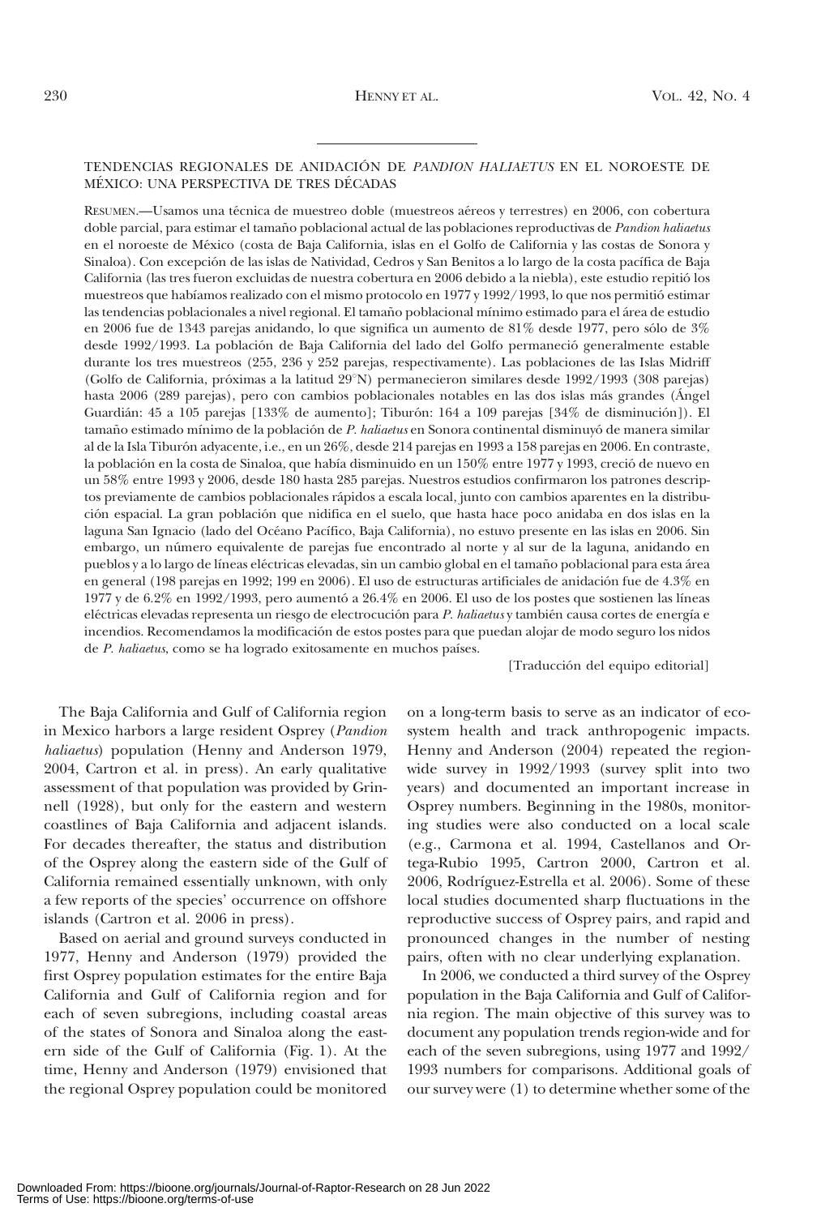TENDENCIAS REGIONALES DE ANIDACIÓN DE *PANDION HALIAETUS* EN EL NOROESTE DE MÉXICO: UNA PERSPECTIVA DE TRES DÉCADAS

RESUMEN.—Usamos una técnica de muestreo doble (muestreos aéreos y terrestres) en 2006, con cobertura doble parcial, para estimar el tamaño poblacional actual de las poblaciones reproductivas de *Pandion haliaetus* en el noroeste de México (costa de Baja California, islas en el Golfo de California y las costas de Sonora y Sinaloa). Con excepción de las islas de Natividad, Cedros y San Benitos a lo largo de la costa pacífica de Baja California (las tres fueron excluidas de nuestra cobertura en 2006 debido a la niebla), este estudio repitió los muestreos que habíamos realizado con el mismo protocolo en 1977 y 1992/1993, lo que nos permitió estimar las tendencias poblacionales a nivel regional. El tamaño poblacional mínimo estimado para el área de estudio en 2006 fue de 1343 parejas anidando, lo que significa un aumento de 81% desde 1977, pero sólo de 3% desde 1992/1993. La población de Baja California del lado del Golfo permaneció generalmente estable durante los tres muestreos (255, 236 y 252 parejas, respectivamente). Las poblaciones de las Islas Midriff (Golfo de California, próximas a la latitud 29°N) permanecieron similares desde 1992/1993 (308 parejas) hasta 2006 (289 parejas), pero con cambios poblacionales notables en las dos islas más grandes (Ángel Guardián: 45 a 105 parejas [133% de aumento]; Tiburón: 164 a 109 parejas [34% de disminución]). El tamaño estimado mínimo de la población de *P. haliaetus* en Sonora continental disminuyó de manera similar al de la Isla Tiburón adyacente, i.e., en un 26%, desde 214 parejas en 1993 a 158 parejas en 2006. En contraste, la población en la costa de Sinaloa, que había disminuido en un 150% entre 1977 y 1993, creció de nuevo en un 58% entre 1993 y 2006, desde 180 hasta 285 parejas. Nuestros estudios confirmaron los patrones descriptos previamente de cambios poblacionales rápidos a escala local, junto con cambios aparentes en la distribución espacial. La gran población que nidifica en el suelo, que hasta hace poco anidaba en dos islas en la laguna San Ignacio (lado del Océano Pacífico, Baja California), no estuvo presente en las islas en 2006. Sin embargo, un número equivalente de parejas fue encontrado al norte y al sur de la laguna, anidando en pueblos y a lo largo de líneas eléctricas elevadas, sin un cambio global en el tamaño poblacional para esta área en general (198 parejas en 1992; 199 en 2006). El uso de estructuras artificiales de anidación fue de 4.3% en 1977 y de 6.2% en 1992/1993, pero aumentó a 26.4% en 2006. El uso de los postes que sostienen las líneas eléctricas elevadas representa un riesgo de electrocución para *P. haliaetus* y también causa cortes de energía e incendios. Recomendamos la modificación de estos postes para que puedan alojar de modo seguro los nidos de *P. haliaetus*, como se ha logrado exitosamente en muchos países.

[Traducción del equipo editorial]

The Baja California and Gulf of California region in Mexico harbors a large resident Osprey (*Pandion haliaetus*) population (Henny and Anderson 1979, 2004, Cartron et al. in press). An early qualitative assessment of that population was provided by Grinnell (1928), but only for the eastern and western coastlines of Baja California and adjacent islands. For decades thereafter, the status and distribution of the Osprey along the eastern side of the Gulf of California remained essentially unknown, with only a few reports of the species' occurrence on offshore islands (Cartron et al. 2006 in press).

Based on aerial and ground surveys conducted in 1977, Henny and Anderson (1979) provided the first Osprey population estimates for the entire Baja California and Gulf of California region and for each of seven subregions, including coastal areas of the states of Sonora and Sinaloa along the eastern side of the Gulf of California (Fig. 1). At the time, Henny and Anderson (1979) envisioned that the regional Osprey population could be monitored on a long-term basis to serve as an indicator of ecosystem health and track anthropogenic impacts. Henny and Anderson (2004) repeated the region-wide survey in 1992/1993 (survey split into two years) and documented an important increase in Osprey numbers. Beginning in the 1980s, monitoring studies were also conducted on a local scale (e.g., Carmona et al. 1994, Castellanos and Ortega-Rubio 1995, Cartron 2000, Cartron et al. 2006, Rodríguez-Estrella et al. 2006). Some of these local studies documented sharp fluctuations in the reproductive success of Osprey pairs, and rapid and pronounced changes in the number of nesting pairs, often with no clear underlying explanation.

In 2006, we conducted a third survey of the Osprey population in the Baja California and Gulf of California region. The main objective of this survey was to document any population trends region-wide and for each of the seven subregions, using 1977 and 1992/1993 numbers for comparisons. Additional goals of our survey were (1) to determine whether some of the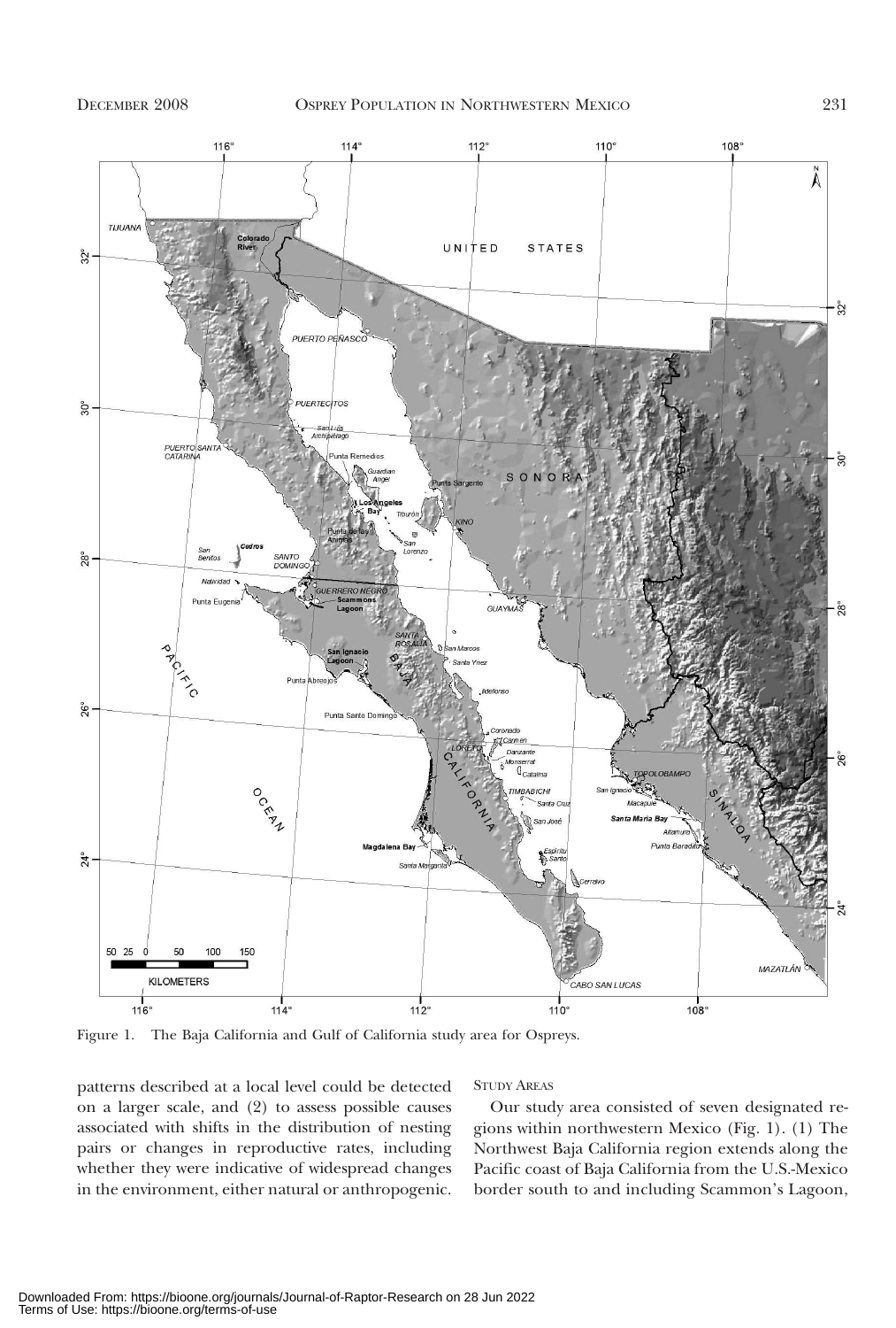Figure 1. The Baja California and Gulf of California study area for Ospreys.

patterns described at a local level could be detected on a larger scale, and (2) to assess possible causes associated with shifts in the distribution of nesting pairs or changes in reproductive rates, including whether they were indicative of widespread changes in the environment, either natural or anthropogenic.

## STUDY AREAS

Our study area consisted of seven designated regions within northwestern Mexico (Fig. 1). (1) The Northwest Baja California region extends along the Pacific coast of Baja California from the U.S.-Mexico border south to and including Scammon's Lagoon,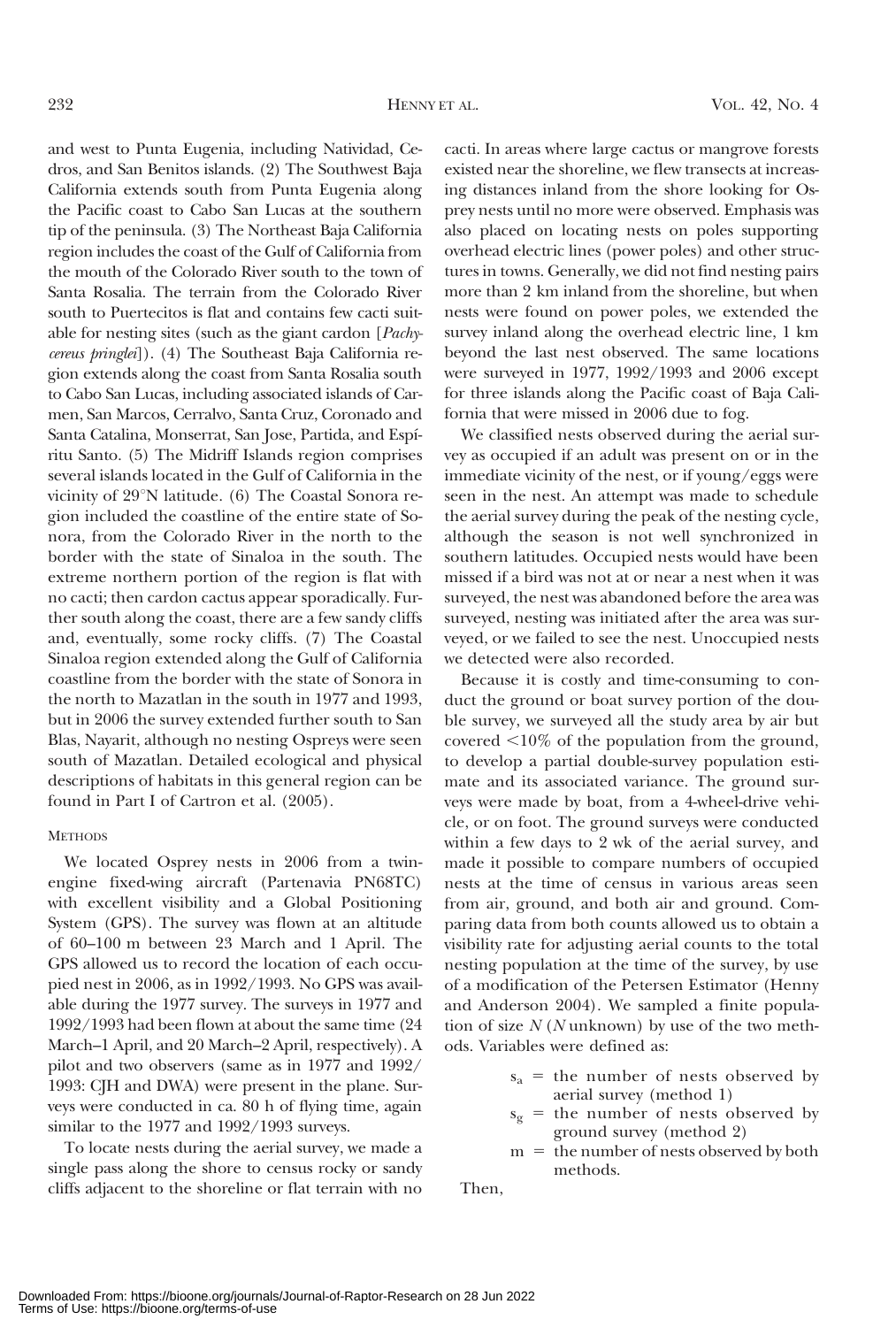and west to Punta Eugenia, including Natividad, Cedros, and San Benitos islands. (2) The Southwest Baja California extends south from Punta Eugenia along the Pacific coast to Cabo San Lucas at the southern tip of the peninsula. (3) The Northeast Baja California region includes the coast of the Gulf of California from the mouth of the Colorado River south to the town of Santa Rosalia. The terrain from the Colorado River south to Puertecitos is flat and contains few cacti suitable for nesting sites (such as the giant cardon [*Pachycereus pringlei*]). (4) The Southeast Baja California region extends along the coast from Santa Rosalia south to Cabo San Lucas, including associated islands of Carmen, San Marcos, Cerralvo, Santa Cruz, Coronado and Santa Catalina, Monserrat, San Jose, Partida, and Espíritu Santo. (5) The Midriff Islands region comprises several islands located in the Gulf of California in the vicinity of 29°N latitude. (6) The Coastal Sonora region included the coastline of the entire state of Sonora, from the Colorado River in the north to the border with the state of Sinaloa in the south. The extreme northern portion of the region is flat with no cacti; then cardon cactus appear sporadically. Further south along the coast, there are a few sandy cliffs and, eventually, some rocky cliffs. (7) The Coastal Sinaloa region extended along the Gulf of California coastline from the border with the state of Sonora in the north to Mazatlan in the south in 1977 and 1993, but in 2006 the survey extended further south to San Blas, Nayarit, although no nesting Ospreys were seen south of Mazatlan. Detailed ecological and physical descriptions of habitats in this general region can be found in Part I of Cartron et al. (2005).

## METHODS

We located Osprey nests in 2006 from a twin-engine fixed-wing aircraft (Partenavia PN68TC) with excellent visibility and a Global Positioning System (GPS). The survey was flown at an altitude of 60–100 m between 23 March and 1 April. The GPS allowed us to record the location of each occupied nest in 2006, as in 1992/1993. No GPS was available during the 1977 survey. The surveys in 1977 and 1992/1993 had been flown at about the same time (24 March–1 April, and 20 March–2 April, respectively). A pilot and two observers (same as in 1977 and 1992/1993: CJH and DWA) were present in the plane. Surveys were conducted in ca. 80 h of flying time, again similar to the 1977 and 1992/1993 surveys.

To locate nests during the aerial survey, we made a single pass along the shore to census rocky or sandy cliffs adjacent to the shoreline or flat terrain with no cacti. In areas where large cactus or mangrove forests existed near the shoreline, we flew transects at increasing distances inland from the shore looking for Osprey nests until no more were observed. Emphasis was also placed on locating nests on poles supporting overhead electric lines (power poles) and other structures in towns. Generally, we did not find nesting pairs more than 2 km inland from the shoreline, but when nests were found on power poles, we extended the survey inland along the overhead electric line, 1 km beyond the last nest observed. The same locations were surveyed in 1977, 1992/1993 and 2006 except for three islands along the Pacific coast of Baja California that were missed in 2006 due to fog.

We classified nests observed during the aerial survey as occupied if an adult was present on or in the immediate vicinity of the nest, or if young/eggs were seen in the nest. An attempt was made to schedule the aerial survey during the peak of the nesting cycle, although the season is not well synchronized in southern latitudes. Occupied nests would have been missed if a bird was not at or near a nest when it was surveyed, the nest was abandoned before the area was surveyed, nesting was initiated after the area was surveyed, or we failed to see the nest. Unoccupied nests we detected were also recorded.

Because it is costly and time-consuming to conduct the ground or boat survey portion of the double survey, we surveyed all the study area by air but covered <10% of the population from the ground, to develop a partial double-survey population estimate and its associated variance. The ground surveys were made by boat, from a 4-wheel-drive vehicle, or on foot. The ground surveys were conducted within a few days to 2 wk of the aerial survey, and made it possible to compare numbers of occupied nests at the time of census in various areas seen from air, ground, and both air and ground. Comparing data from both counts allowed us to obtain a visibility rate for adjusting aerial counts to the total nesting population at the time of the survey, by use of a modification of the Petersen Estimator (Henny and Anderson 2004). We sampled a finite population of size $N$ ($N$ unknown) by use of the two methods. Variables were defined as:

$s_a$ = the number of nests observed by aerial survey (method 1)

$s_g$ = the number of nests observed by ground survey (method 2)

$m$ = the number of nests observed by both methods.

Then,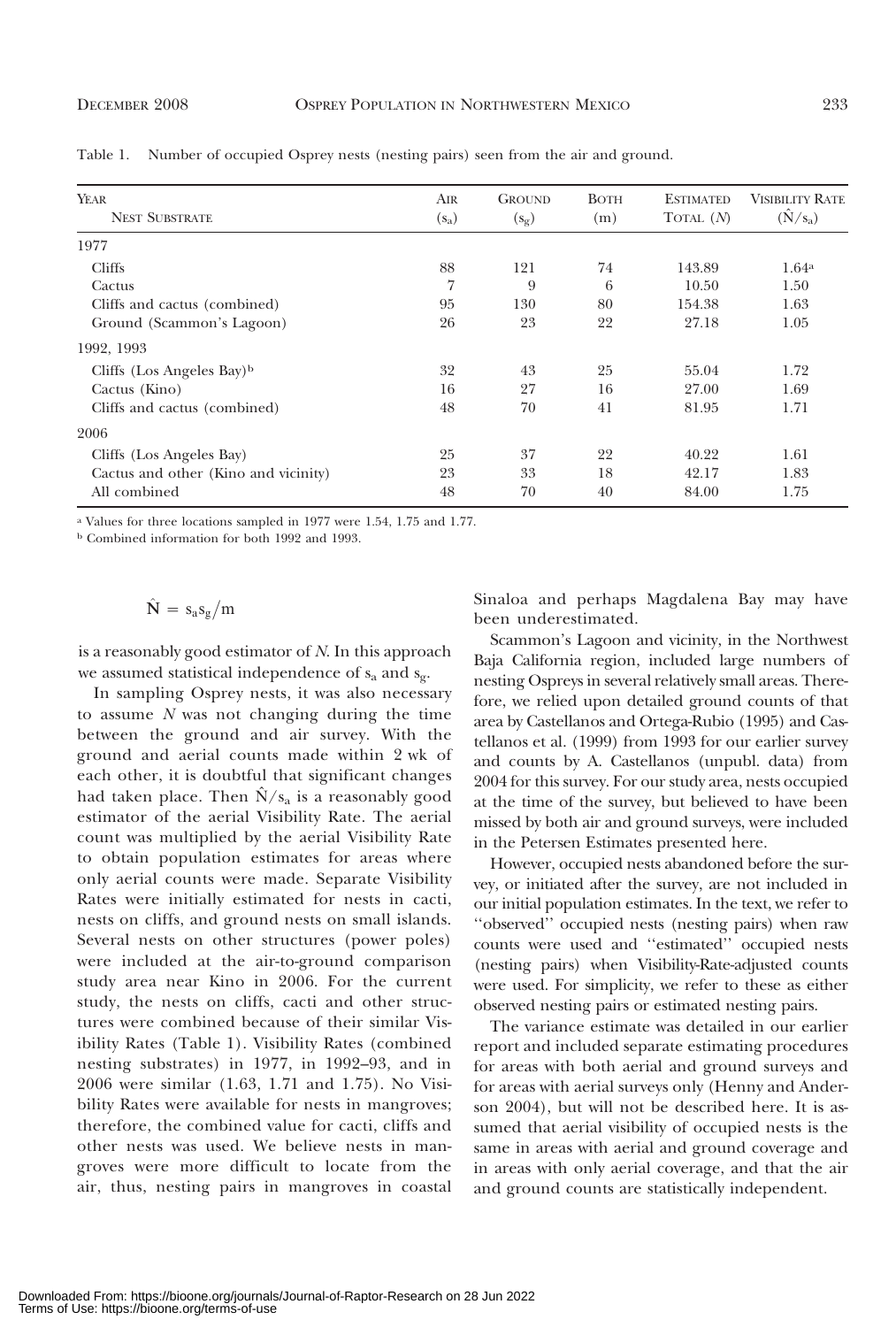Table 1. Number of occupied Osprey nests (nesting pairs) seen from the air and ground.

| Year<br>Nest Substrate | Air<br>($s_a$) | Ground<br>($s_g$) | Both<br>(m) | Estimated<br>Total (*N*) | Visibility Rate<br>($\hat{N}/s_a$) |
|---|---|---|---|---|---|
| 1977 | | | | | |
| Cliffs | 88 | 121 | 74 | 143.89 | 1.64[a] |
| Cactus | 7 | 9 | 6 | 10.50 | 1.50 |
| Cliffs and cactus (combined) | 95 | 130 | 80 | 154.38 | 1.63 |
| Ground (Scammon's Lagoon) | 26 | 23 | 22 | 27.18 | 1.05 |
| 1992, 1993 | | | | | |
| Cliffs (Los Angeles Bay)[b] | 32 | 43 | 25 | 55.04 | 1.72 |
| Cactus (Kino) | 16 | 27 | 16 | 27.00 | 1.69 |
| Cliffs and cactus (combined) | 48 | 70 | 41 | 81.95 | 1.71 |
| 2006 | | | | | |
| Cliffs (Los Angeles Bay) | 25 | 37 | 22 | 40.22 | 1.61 |
| Cactus and other (Kino and vicinity) | 23 | 33 | 18 | 42.17 | 1.83 |
| All combined | 48 | 70 | 40 | 84.00 | 1.75 |

[a] Values for three locations sampled in 1977 were 1.54, 1.75 and 1.77.

[b] Combined information for both 1992 and 1993.

$$\hat{N} = s_a s_g / m$$

is a reasonably good estimator of *N*. In this approach we assumed statistical independence of $s_a$ and $s_g$.

In sampling Osprey nests, it was also necessary to assume *N* was not changing during the time between the ground and air survey. With the ground and aerial counts made within 2 wk of each other, it is doubtful that significant changes had taken place. Then $\hat{N}/s_a$ is a reasonably good estimator of the aerial Visibility Rate. The aerial count was multiplied by the aerial Visibility Rate to obtain population estimates for areas where only aerial counts were made. Separate Visibility Rates were initially estimated for nests in cacti, nests on cliffs, and ground nests on small islands. Several nests on other structures (power poles) were included at the air-to-ground comparison study area near Kino in 2006. For the current study, the nests on cliffs, cacti and other structures were combined because of their similar Visibility Rates (Table 1). Visibility Rates (combined nesting substrates) in 1977, in 1992–93, and in 2006 were similar (1.63, 1.71 and 1.75). No Visibility Rates were available for nests in mangroves; therefore, the combined value for cacti, cliffs and other nests was used. We believe nests in mangroves were more difficult to locate from the air, thus, nesting pairs in mangroves in coastal Sinaloa and perhaps Magdalena Bay may have been underestimated.

Scammon's Lagoon and vicinity, in the Northwest Baja California region, included large numbers of nesting Ospreys in several relatively small areas. Therefore, we relied upon detailed ground counts of that area by Castellanos and Ortega-Rubio (1995) and Castellanos et al. (1999) from 1993 for our earlier survey and counts by A. Castellanos (unpubl. data) from 2004 for this survey. For our study area, nests occupied at the time of the survey, but believed to have been missed by both air and ground surveys, were included in the Petersen Estimates presented here.

However, occupied nests abandoned before the survey, or initiated after the survey, are not included in our initial population estimates. In the text, we refer to ''observed'' occupied nests (nesting pairs) when raw counts were used and ''estimated'' occupied nests (nesting pairs) when Visibility-Rate-adjusted counts were used. For simplicity, we refer to these as either observed nesting pairs or estimated nesting pairs.

The variance estimate was detailed in our earlier report and included separate estimating procedures for areas with both aerial and ground surveys and for areas with aerial surveys only (Henny and Anderson 2004), but will not be described here. It is assumed that aerial visibility of occupied nests is the same in areas with aerial and ground coverage and in areas with only aerial coverage, and that the air and ground counts are statistically independent.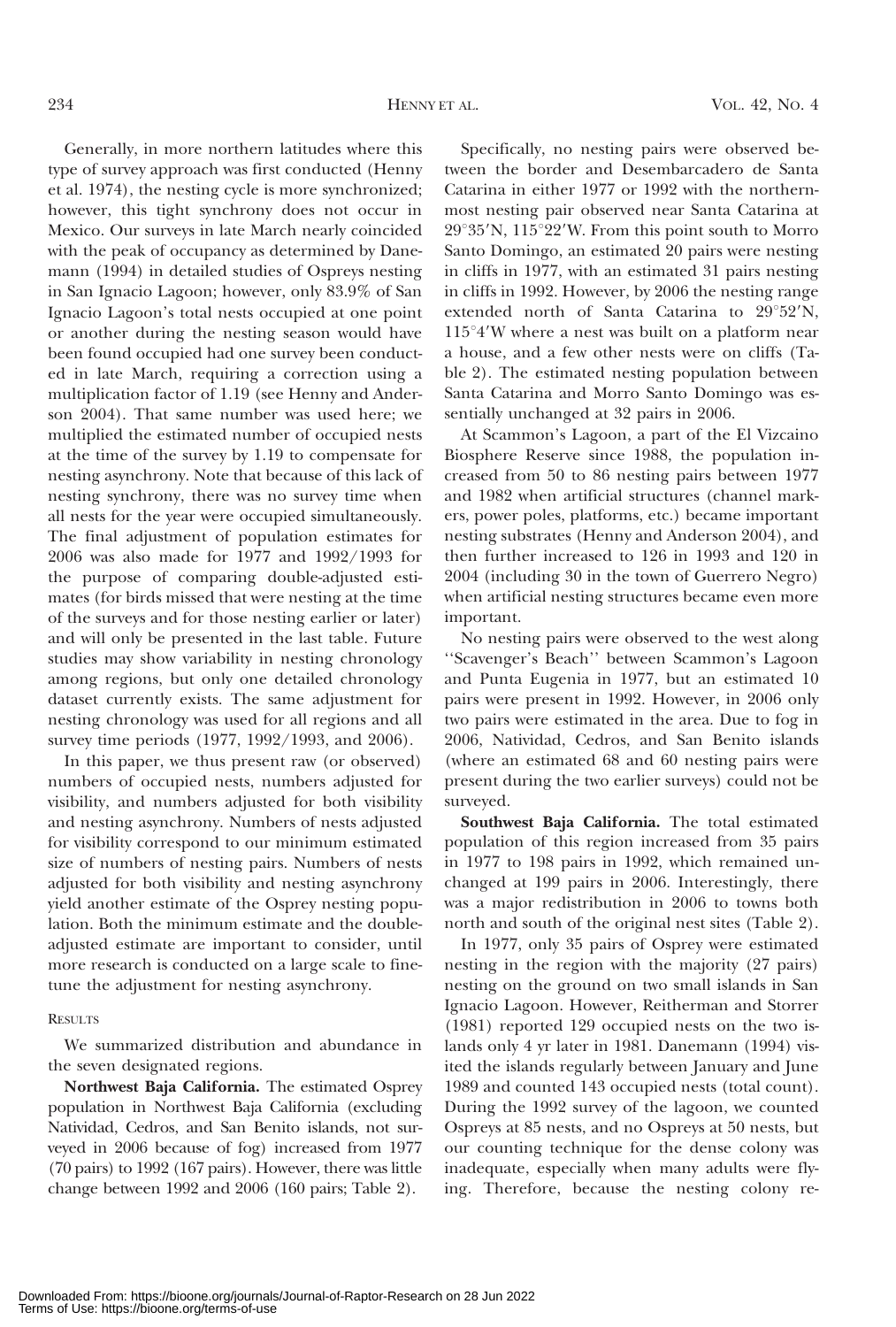Generally, in more northern latitudes where this type of survey approach was first conducted (Henny et al. 1974), the nesting cycle is more synchronized; however, this tight synchrony does not occur in Mexico. Our surveys in late March nearly coincided with the peak of occupancy as determined by Danemann (1994) in detailed studies of Ospreys nesting in San Ignacio Lagoon; however, only 83.9% of San Ignacio Lagoon's total nests occupied at one point or another during the nesting season would have been found occupied had one survey been conducted in late March, requiring a correction using a multiplication factor of 1.19 (see Henny and Anderson 2004). That same number was used here; we multiplied the estimated number of occupied nests at the time of the survey by 1.19 to compensate for nesting asynchrony. Note that because of this lack of nesting synchrony, there was no survey time when all nests for the year were occupied simultaneously. The final adjustment of population estimates for 2006 was also made for 1977 and 1992/1993 for the purpose of comparing double-adjusted estimates (for birds missed that were nesting at the time of the surveys and for those nesting earlier or later) and will only be presented in the last table. Future studies may show variability in nesting chronology among regions, but only one detailed chronology dataset currently exists. The same adjustment for nesting chronology was used for all regions and all survey time periods (1977, 1992/1993, and 2006).

In this paper, we thus present raw (or observed) numbers of occupied nests, numbers adjusted for visibility, and numbers adjusted for both visibility and nesting asynchrony. Numbers of nests adjusted for visibility correspond to our minimum estimated size of numbers of nesting pairs. Numbers of nests adjusted for both visibility and nesting asynchrony yield another estimate of the Osprey nesting population. Both the minimum estimate and the double-adjusted estimate are important to consider, until more research is conducted on a large scale to fine-tune the adjustment for nesting asynchrony.

## RESULTS

We summarized distribution and abundance in the seven designated regions.

**Northwest Baja California.** The estimated Osprey population in Northwest Baja California (excluding Natividad, Cedros, and San Benito islands, not surveyed in 2006 because of fog) increased from 1977 (70 pairs) to 1992 (167 pairs). However, there was little change between 1992 and 2006 (160 pairs; Table 2).

Specifically, no nesting pairs were observed between the border and Desembarcadero de Santa Catarina in either 1977 or 1992 with the northernmost nesting pair observed near Santa Catarina at 29°35′N, 115°22′W. From this point south to Morro Santo Domingo, an estimated 20 pairs were nesting in cliffs in 1977, with an estimated 31 pairs nesting in cliffs in 1992. However, by 2006 the nesting range extended north of Santa Catarina to 29°52′N, 115°4′W where a nest was built on a platform near a house, and a few other nests were on cliffs (Table 2). The estimated nesting population between Santa Catarina and Morro Santo Domingo was essentially unchanged at 32 pairs in 2006.

At Scammon's Lagoon, a part of the El Vizcaino Biosphere Reserve since 1988, the population increased from 50 to 86 nesting pairs between 1977 and 1982 when artificial structures (channel markers, power poles, platforms, etc.) became important nesting substrates (Henny and Anderson 2004), and then further increased to 126 in 1993 and 120 in 2004 (including 30 in the town of Guerrero Negro) when artificial nesting structures became even more important.

No nesting pairs were observed to the west along ''Scavenger's Beach'' between Scammon's Lagoon and Punta Eugenia in 1977, but an estimated 10 pairs were present in 1992. However, in 2006 only two pairs were estimated in the area. Due to fog in 2006, Natividad, Cedros, and San Benito islands (where an estimated 68 and 60 nesting pairs were present during the two earlier surveys) could not be surveyed.

**Southwest Baja California.** The total estimated population of this region increased from 35 pairs in 1977 to 198 pairs in 1992, which remained unchanged at 199 pairs in 2006. Interestingly, there was a major redistribution in 2006 to towns both north and south of the original nest sites (Table 2).

In 1977, only 35 pairs of Osprey were estimated nesting in the region with the majority (27 pairs) nesting on the ground on two small islands in San Ignacio Lagoon. However, Reitherman and Storrer (1981) reported 129 occupied nests on the two islands only 4 yr later in 1981. Danemann (1994) visited the islands regularly between January and June 1989 and counted 143 occupied nests (total count). During the 1992 survey of the lagoon, we counted Ospreys at 85 nests, and no Ospreys at 50 nests, but our counting technique for the dense colony was inadequate, especially when many adults were flying. Therefore, because the nesting colony re-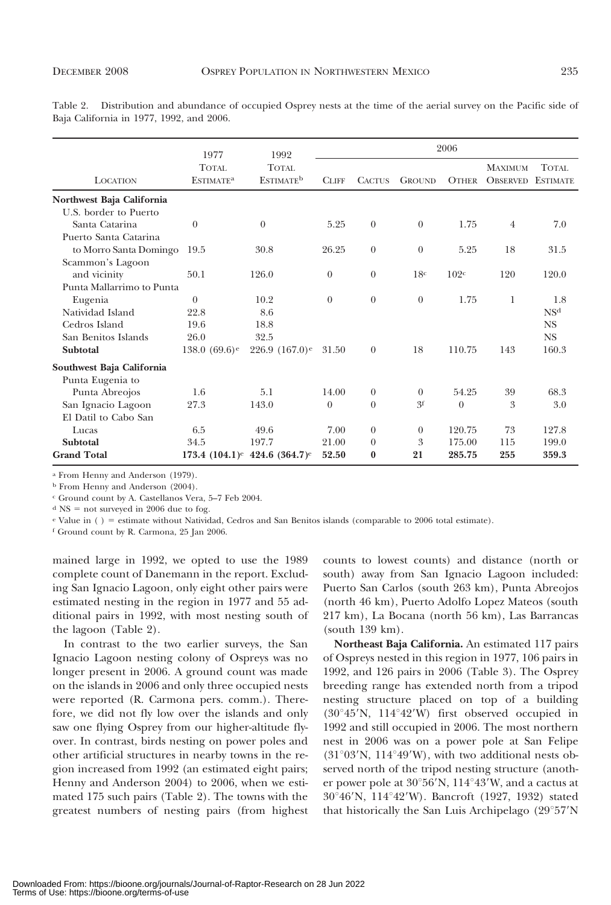Table 2. Distribution and abundance of occupied Osprey nests at the time of the aerial survey on the Pacific side of Baja California in 1977, 1992, and 2006.

| Location | 1977 Total Estimate[a] | 1992 Total Estimate[b] | 2006 Cliff | 2006 Cactus | 2006 Ground | 2006 Other | 2006 Maximum Observed | 2006 Total Estimate |
|---|---|---|---|---|---|---|---|---|
| **Northwest Baja California** | | | | | | | | |
| U.S. border to Puerto Santa Catarina | 0 | 0 | 5.25 | 0 | 0 | 1.75 | 4 | 7.0 |
| Puerto Santa Catarina to Morro Santa Domingo | 19.5 | 30.8 | 26.25 | 0 | 0 | 5.25 | 18 | 31.5 |
| Scammon's Lagoon and vicinity | 50.1 | 126.0 | 0 | 0 | 18[c] | 102[c] | 120 | 120.0 |
| Punta Mallarrimo to Punta Eugenia | 0 | 10.2 | 0 | 0 | 0 | 1.75 | 1 | 1.8 |
| Natividad Island | 22.8 | 8.6 | | | | | | NS[d] |
| Cedros Island | 19.6 | 18.8 | | | | | | NS |
| San Benitos Islands | 26.0 | 32.5 | | | | | | NS |
| **Subtotal** | 138.0 (69.6)[e] | 226.9 (167.0)[e] | 31.50 | 0 | 18 | 110.75 | 143 | 160.3 |
| **Southwest Baja California** | | | | | | | | |
| Punta Eugenia to Punta Abreojos | 1.6 | 5.1 | 14.00 | 0 | 0 | 54.25 | 39 | 68.3 |
| San Ignacio Lagoon | 27.3 | 143.0 | 0 | 0 | 3[f] | 0 | 3 | 3.0 |
| El Datil to Cabo San Lucas | 6.5 | 49.6 | 7.00 | 0 | 0 | 120.75 | 73 | 127.8 |
| **Subtotal** | 34.5 | 197.7 | 21.00 | 0 | 3 | 175.00 | 115 | 199.0 |
| **Grand Total** | 173.4 (104.1)[e] | 424.6 (364.7)[e] | 52.50 | 0 | 21 | 285.75 | 255 | 359.3 |

[a] From Henny and Anderson (1979).

[b] From Henny and Anderson (2004).

[c] Ground count by A. Castellanos Vera, 5–7 Feb 2004.

[d] NS = not surveyed in 2006 due to fog.

[e] Value in ( ) = estimate without Natividad, Cedros and San Benitos islands (comparable to 2006 total estimate).

[f] Ground count by R. Carmona, 25 Jan 2006.

mained large in 1992, we opted to use the 1989 complete count of Danemann in the report. Excluding San Ignacio Lagoon, only eight other pairs were estimated nesting in the region in 1977 and 55 additional pairs in 1992, with most nesting south of the lagoon (Table 2).

In contrast to the two earlier surveys, the San Ignacio Lagoon nesting colony of Ospreys was no longer present in 2006. A ground count was made on the islands in 2006 and only three occupied nests were reported (R. Carmona pers. comm.). Therefore, we did not fly low over the islands and only saw one flying Osprey from our higher-altitude flyover. In contrast, birds nesting on power poles and other artificial structures in nearby towns in the region increased from 1992 (an estimated eight pairs; Henny and Anderson 2004) to 2006, when we estimated 175 such pairs (Table 2). The towns with the greatest numbers of nesting pairs (from highest counts to lowest counts) and distance (north or south) away from San Ignacio Lagoon included: Puerto San Carlos (south 263 km), Punta Abreojos (north 46 km), Puerto Adolfo Lopez Mateos (south 217 km), La Bocana (north 56 km), Las Barrancas (south 139 km).

**Northeast Baja California.** An estimated 117 pairs of Ospreys nested in this region in 1977, 106 pairs in 1992, and 126 pairs in 2006 (Table 3). The Osprey breeding range has extended north from a tripod nesting structure placed on top of a building (30°45′N, 114°42′W) first observed occupied in 1992 and still occupied in 2006. The most northern nest in 2006 was on a power pole at San Felipe (31°03′N, 114°49′W), with two additional nests observed north of the tripod nesting structure (another power pole at 30°56′N, 114°43′W, and a cactus at 30°46′N, 114°42′W). Bancroft (1927, 1932) stated that historically the San Luis Archipelago (29°57′N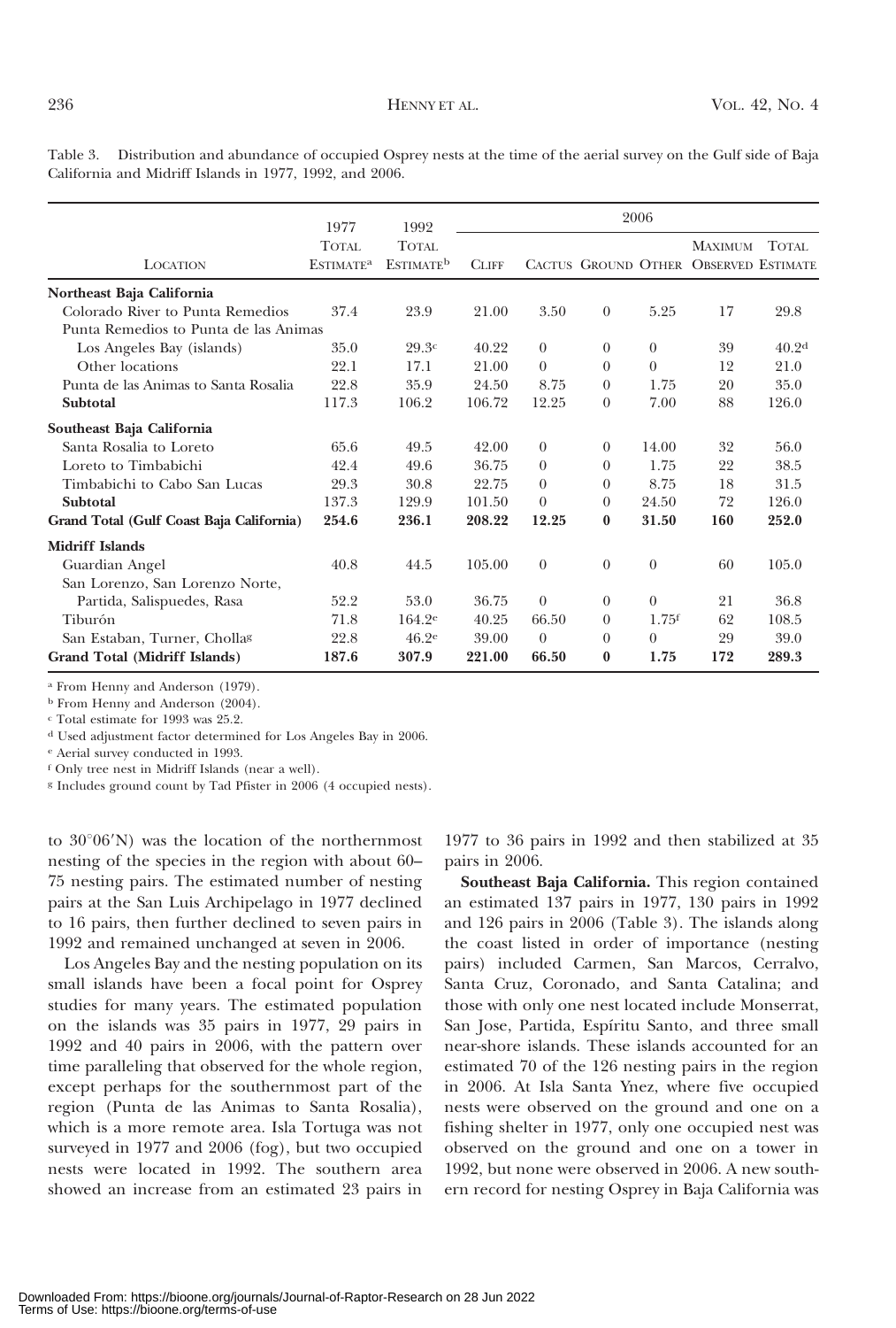Table 3. Distribution and abundance of occupied Osprey nests at the time of the aerial survey on the Gulf side of Baja California and Midriff Islands in 1977, 1992, and 2006.

| Location | 1977 Total Estimate[a] | 1992 Total Estimate[b] | 2006 Cliff | 2006 Cactus | 2006 Ground | 2006 Other | 2006 Maximum Observed | 2006 Total Estimate |
|---|---|---|---|---|---|---|---|---|
| **Northeast Baja California** | | | | | | | | |
| Colorado River to Punta Remedios | 37.4 | 23.9 | 21.00 | 3.50 | 0 | 5.25 | 17 | 29.8 |
| Punta Remedios to Punta de las Animas | | | | | | | | |
| Los Angeles Bay (islands) | 35.0 | 29.3[c] | 40.22 | 0 | 0 | 0 | 39 | 40.2[d] |
| Other locations | 22.1 | 17.1 | 21.00 | 0 | 0 | 0 | 12 | 21.0 |
| Punta de las Animas to Santa Rosalia | 22.8 | 35.9 | 24.50 | 8.75 | 0 | 1.75 | 20 | 35.0 |
| **Subtotal** | 117.3 | 106.2 | 106.72 | 12.25 | 0 | 7.00 | 88 | 126.0 |
| **Southeast Baja California** | | | | | | | | |
| Santa Rosalia to Loreto | 65.6 | 49.5 | 42.00 | 0 | 0 | 14.00 | 32 | 56.0 |
| Loreto to Timbabichi | 42.4 | 49.6 | 36.75 | 0 | 0 | 1.75 | 22 | 38.5 |
| Timbabichi to Cabo San Lucas | 29.3 | 30.8 | 22.75 | 0 | 0 | 8.75 | 18 | 31.5 |
| **Subtotal** | 137.3 | 129.9 | 101.50 | 0 | 0 | 24.50 | 72 | 126.0 |
| **Grand Total (Gulf Coast Baja California)** | **254.6** | **236.1** | **208.22** | **12.25** | **0** | **31.50** | **160** | **252.0** |
| **Midriff Islands** | | | | | | | | |
| Guardian Angel | 40.8 | 44.5 | 105.00 | 0 | 0 | 0 | 60 | 105.0 |
| San Lorenzo, San Lorenzo Norte, Partida, Salispuedes, Rasa | 52.2 | 53.0 | 36.75 | 0 | 0 | 0 | 21 | 36.8 |
| Tiburón | 71.8 | 164.2[e] | 40.25 | 66.50 | 0 | 1.75[f] | 62 | 108.5 |
| San Estaban, Turner, Cholla[g] | 22.8 | 46.2[e] | 39.00 | 0 | 0 | 0 | 29 | 39.0 |
| **Grand Total (Midriff Islands)** | **187.6** | **307.9** | **221.00** | **66.50** | **0** | **1.75** | **172** | **289.3** |

[a] From Henny and Anderson (1979).
[b] From Henny and Anderson (2004).
[c] Total estimate for 1993 was 25.2.
[d] Used adjustment factor determined for Los Angeles Bay in 2006.
[e] Aerial survey conducted in 1993.
[f] Only tree nest in Midriff Islands (near a well).
[g] Includes ground count by Tad Pfister in 2006 (4 occupied nests).

to 30°06′N) was the location of the northernmost nesting of the species in the region with about 60–75 nesting pairs. The estimated number of nesting pairs at the San Luis Archipelago in 1977 declined to 16 pairs, then further declined to seven pairs in 1992 and remained unchanged at seven in 2006.

Los Angeles Bay and the nesting population on its small islands have been a focal point for Osprey studies for many years. The estimated population on the islands was 35 pairs in 1977, 29 pairs in 1992 and 40 pairs in 2006, with the pattern over time paralleling that observed for the whole region, except perhaps for the southernmost part of the region (Punta de las Animas to Santa Rosalia), which is a more remote area. Isla Tortuga was not surveyed in 1977 and 2006 (fog), but two occupied nests were located in 1992. The southern area showed an increase from an estimated 23 pairs in 1977 to 36 pairs in 1992 and then stabilized at 35 pairs in 2006.

**Southeast Baja California.** This region contained an estimated 137 pairs in 1977, 130 pairs in 1992 and 126 pairs in 2006 (Table 3). The islands along the coast listed in order of importance (nesting pairs) included Carmen, San Marcos, Cerralvo, Santa Cruz, Coronado, and Santa Catalina; and those with only one nest located include Monserrat, San Jose, Partida, Espíritu Santo, and three small near-shore islands. These islands accounted for an estimated 70 of the 126 nesting pairs in the region in 2006. At Isla Santa Ynez, where five occupied nests were observed on the ground and one on a fishing shelter in 1977, only one occupied nest was observed on the ground and one on a tower in 1992, but none were observed in 2006. A new southern record for nesting Osprey in Baja California was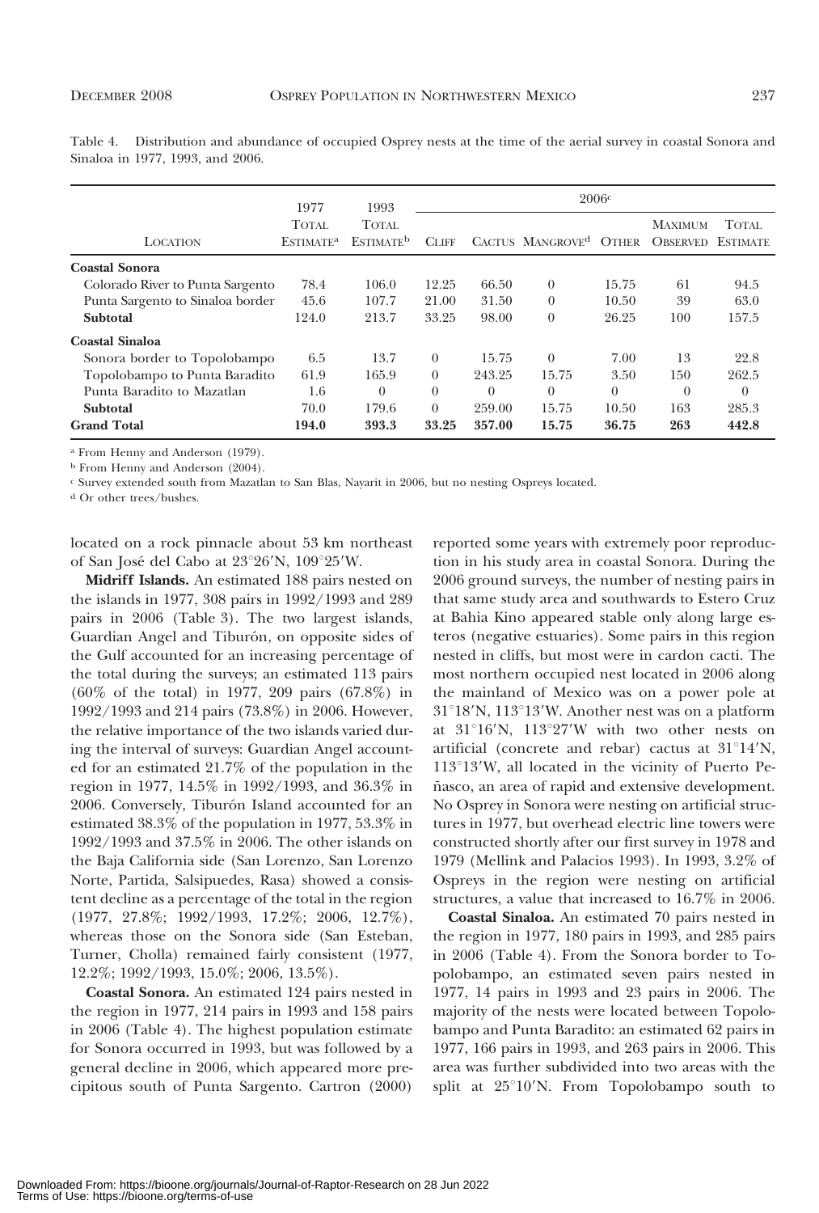Table 4. Distribution and abundance of occupied Osprey nests at the time of the aerial survey in coastal Sonora and Sinaloa in 1977, 1993, and 2006.

| Location | 1977 Total Estimate[a] | 1993 Total Estimate[b] | 2006[c] Cliff | Cactus | Mangrove[d] | Other | Maximum Observed | Total Estimate |
|---|---|---|---|---|---|---|---|---|
| **Coastal Sonora** | | | | | | | | |
| Colorado River to Punta Sargento | 78.4 | 106.0 | 12.25 | 66.50 | 0 | 15.75 | 61 | 94.5 |
| Punta Sargento to Sinaloa border | 45.6 | 107.7 | 21.00 | 31.50 | 0 | 10.50 | 39 | 63.0 |
| **Subtotal** | 124.0 | 213.7 | 33.25 | 98.00 | 0 | 26.25 | 100 | 157.5 |
| **Coastal Sinaloa** | | | | | | | | |
| Sonora border to Topolobampo | 6.5 | 13.7 | 0 | 15.75 | 0 | 7.00 | 13 | 22.8 |
| Topolobampo to Punta Baradito | 61.9 | 165.9 | 0 | 243.25 | 15.75 | 3.50 | 150 | 262.5 |
| Punta Baradito to Mazatlan | 1.6 | 0 | 0 | 0 | 0 | 0 | 0 | 0 |
| **Subtotal** | 70.0 | 179.6 | 0 | 259.00 | 15.75 | 10.50 | 163 | 285.3 |
| **Grand Total** | **194.0** | **393.3** | **33.25** | **357.00** | **15.75** | **36.75** | **263** | **442.8** |

[a] From Henny and Anderson (1979).

[b] From Henny and Anderson (2004).

[c] Survey extended south from Mazatlan to San Blas, Nayarit in 2006, but no nesting Ospreys located.

[d] Or other trees/bushes.

located on a rock pinnacle about 53 km northeast of San José del Cabo at 23°26′N, 109°25′W.

**Midriff Islands.** An estimated 188 pairs nested on the islands in 1977, 308 pairs in 1992/1993 and 289 pairs in 2006 (Table 3). The two largest islands, Guardian Angel and Tiburón, on opposite sides of the Gulf accounted for an increasing percentage of the total during the surveys; an estimated 113 pairs (60% of the total) in 1977, 209 pairs (67.8%) in 1992/1993 and 214 pairs (73.8%) in 2006. However, the relative importance of the two islands varied during the interval of surveys: Guardian Angel accounted for an estimated 21.7% of the population in the region in 1977, 14.5% in 1992/1993, and 36.3% in 2006. Conversely, Tiburón Island accounted for an estimated 38.3% of the population in 1977, 53.3% in 1992/1993 and 37.5% in 2006. The other islands on the Baja California side (San Lorenzo, San Lorenzo Norte, Partida, Salsipuedes, Rasa) showed a consistent decline as a percentage of the total in the region (1977, 27.8%; 1992/1993, 17.2%; 2006, 12.7%), whereas those on the Sonora side (San Esteban, Turner, Cholla) remained fairly consistent (1977, 12.2%; 1992/1993, 15.0%; 2006, 13.5%).

**Coastal Sonora.** An estimated 124 pairs nested in the region in 1977, 214 pairs in 1993 and 158 pairs in 2006 (Table 4). The highest population estimate for Sonora occurred in 1993, but was followed by a general decline in 2006, which appeared more precipitous south of Punta Sargento. Cartron (2000) reported some years with extremely poor reproduction in his study area in coastal Sonora. During the 2006 ground surveys, the number of nesting pairs in that same study area and southwards to Estero Cruz at Bahia Kino appeared stable only along large esteros (negative estuaries). Some pairs in this region nested in cliffs, but most were in cardon cacti. The most northern occupied nest located in 2006 along the mainland of Mexico was on a power pole at 31°18′N, 113°13′W. Another nest was on a platform at 31°16′N, 113°27′W with two other nests on artificial (concrete and rebar) cactus at 31°14′N, 113°13′W, all located in the vicinity of Puerto Peñasco, an area of rapid and extensive development. No Osprey in Sonora were nesting on artificial structures in 1977, but overhead electric line towers were constructed shortly after our first survey in 1978 and 1979 (Mellink and Palacios 1993). In 1993, 3.2% of Ospreys in the region were nesting on artificial structures, a value that increased to 16.7% in 2006.

**Coastal Sinaloa.** An estimated 70 pairs nested in the region in 1977, 180 pairs in 1993, and 285 pairs in 2006 (Table 4). From the Sonora border to Topolobampo, an estimated seven pairs nested in 1977, 14 pairs in 1993 and 23 pairs in 2006. The majority of the nests were located between Topolobampo and Punta Baradito: an estimated 62 pairs in 1977, 166 pairs in 1993, and 263 pairs in 2006. This area was further subdivided into two areas with the split at 25°10′N. From Topolobampo south to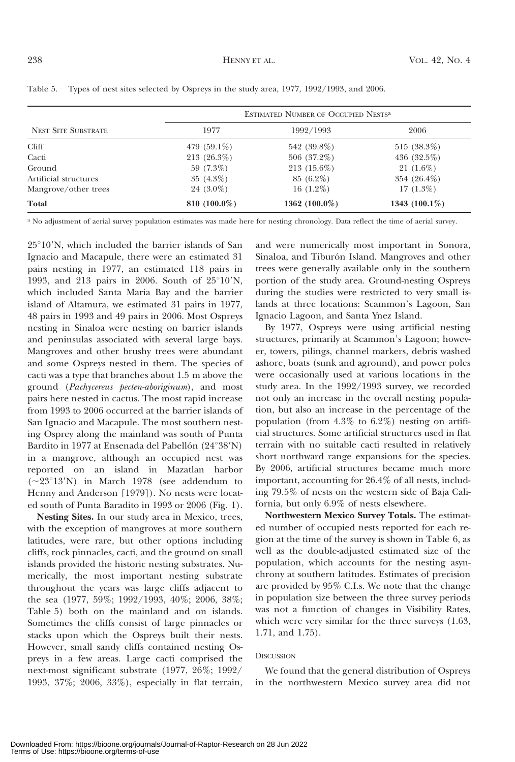Table 5. Types of nest sites selected by Ospreys in the study area, 1977, 1992/1993, and 2006.

| Nest Site Substrate | Estimated Number of Occupied Nests[a] | | |
|---|---|---|---|
| | 1977 | 1992/1993 | 2006 |
| Cliff | 479 (59.1%) | 542 (39.8%) | 515 (38.3%) |
| Cacti | 213 (26.3%) | 506 (37.2%) | 436 (32.5%) |
| Ground | 59 (7.3%) | 213 (15.6%) | 21 (1.6%) |
| Artificial structures | 35 (4.3%) | 85 (6.2%) | 354 (26.4%) |
| Mangrove/other trees | 24 (3.0%) | 16 (1.2%) | 17 (1.3%) |
| **Total** | **810 (100.0%)** | **1362 (100.0%)** | **1343 (100.1%)** |

[a] No adjustment of aerial survey population estimates was made here for nesting chronology. Data reflect the time of aerial survey.

25°10′N, which included the barrier islands of San Ignacio and Macapule, there were an estimated 31 pairs nesting in 1977, an estimated 118 pairs in 1993, and 213 pairs in 2006. South of 25°10′N, which included Santa Maria Bay and the barrier island of Altamura, we estimated 31 pairs in 1977, 48 pairs in 1993 and 49 pairs in 2006. Most Ospreys nesting in Sinaloa were nesting on barrier islands and peninsulas associated with several large bays. Mangroves and other brushy trees were abundant and some Ospreys nested in them. The species of cacti was a type that branches about 1.5 m above the ground (*Pachycereus pecten-aboriginum*), and most pairs here nested in cactus. The most rapid increase from 1993 to 2006 occurred at the barrier islands of San Ignacio and Macapule. The most southern nesting Osprey along the mainland was south of Punta Bardito in 1977 at Ensenada del Pabellón (24°38′N) in a mangrove, although an occupied nest was reported on an island in Mazatlan harbor (~23°13′N) in March 1978 (see addendum to Henny and Anderson [1979]). No nests were located south of Punta Baradito in 1993 or 2006 (Fig. 1).

**Nesting Sites.** In our study area in Mexico, trees, with the exception of mangroves at more southern latitudes, were rare, but other options including cliffs, rock pinnacles, cacti, and the ground on small islands provided the historic nesting substrates. Numerically, the most important nesting substrate throughout the years was large cliffs adjacent to the sea (1977, 59%; 1992/1993, 40%; 2006, 38%; Table 5) both on the mainland and on islands. Sometimes the cliffs consist of large pinnacles or stacks upon which the Ospreys built their nests. However, small sandy cliffs contained nesting Ospreys in a few areas. Large cacti comprised the next-most significant substrate (1977, 26%; 1992/1993, 37%; 2006, 33%), especially in flat terrain, and were numerically most important in Sonora, Sinaloa, and Tiburón Island. Mangroves and other trees were generally available only in the southern portion of the study area. Ground-nesting Ospreys during the studies were restricted to very small islands at three locations: Scammon's Lagoon, San Ignacio Lagoon, and Santa Ynez Island.

By 1977, Ospreys were using artificial nesting structures, primarily at Scammon's Lagoon; however, towers, pilings, channel markers, debris washed ashore, boats (sunk and aground), and power poles were occasionally used at various locations in the study area. In the 1992/1993 survey, we recorded not only an increase in the overall nesting population, but also an increase in the percentage of the population (from 4.3% to 6.2%) nesting on artificial structures. Some artificial structures used in flat terrain with no suitable cacti resulted in relatively short northward range expansions for the species. By 2006, artificial structures became much more important, accounting for 26.4% of all nests, including 79.5% of nests on the western side of Baja California, but only 6.9% of nests elsewhere.

**Northwestern Mexico Survey Totals.** The estimated number of occupied nests reported for each region at the time of the survey is shown in Table 6, as well as the double-adjusted estimated size of the population, which accounts for the nesting asynchrony at southern latitudes. Estimates of precision are provided by 95% C.I.s. We note that the change in population size between the three survey periods was not a function of changes in Visibility Rates, which were very similar for the three surveys (1.63, 1.71, and 1.75).

## Discussion

We found that the general distribution of Ospreys in the northwestern Mexico survey area did not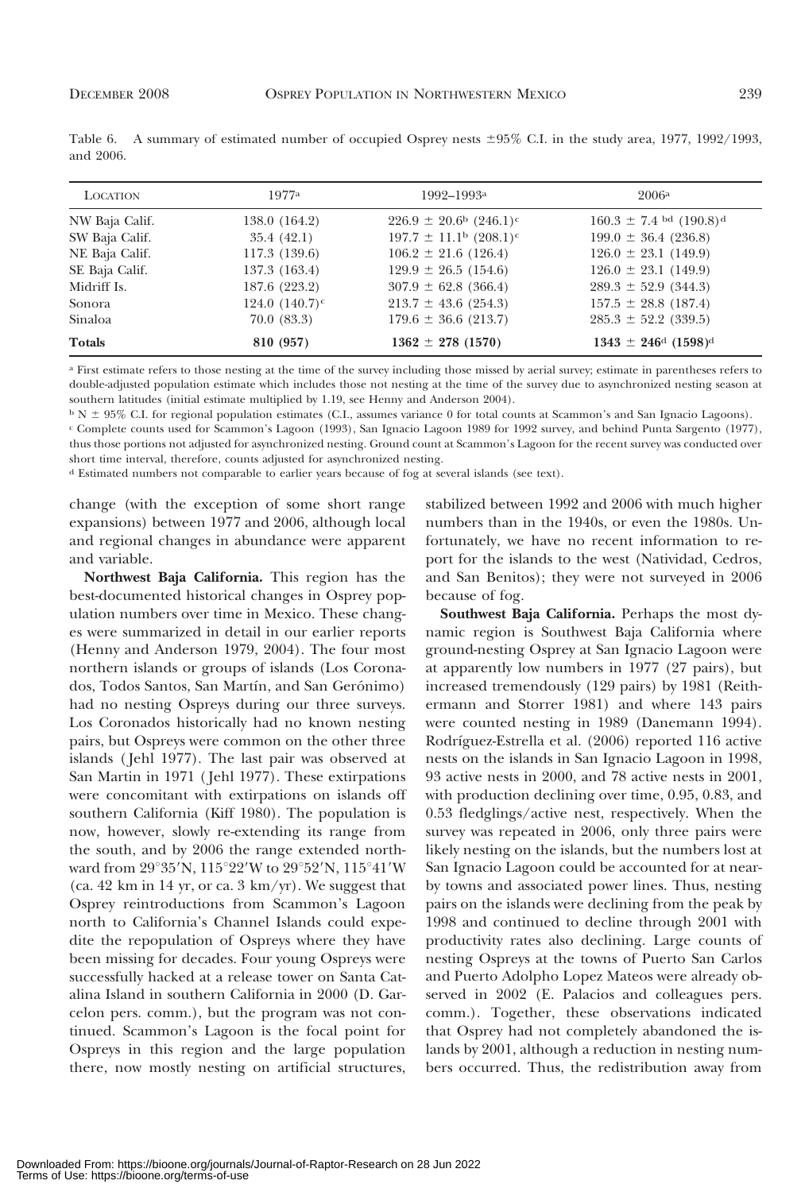Table 6. A summary of estimated number of occupied Osprey nests ±95% C.I. in the study area, 1977, 1992/1993, and 2006.

| Location | 1977[a] | 1992–1993[a] | 2006[a] |
|---|---|---|---|
| NW Baja Calif. | 138.0 (164.2) | 226.9 ± 20.6[b] (246.1)[c] | 160.3 ± 7.4 [bd] (190.8)[d] |
| SW Baja Calif. | 35.4 (42.1) | 197.7 ± 11.1[b] (208.1)[c] | 199.0 ± 36.4 (236.8) |
| NE Baja Calif. | 117.3 (139.6) | 106.2 ± 21.6 (126.4) | 126.0 ± 23.1 (149.9) |
| SE Baja Calif. | 137.3 (163.4) | 129.9 ± 26.5 (154.6) | 126.0 ± 23.1 (149.9) |
| Midriff Is. | 187.6 (223.2) | 307.9 ± 62.8 (366.4) | 289.3 ± 52.9 (344.3) |
| Sonora | 124.0 (140.7)[c] | 213.7 ± 43.6 (254.3) | 157.5 ± 28.8 (187.4) |
| Sinaloa | 70.0 (83.3) | 179.6 ± 36.6 (213.7) | 285.3 ± 52.2 (339.5) |
| **Totals** | **810 (957)** | **1362 ± 278 (1570)** | **1343 ± 246[d] (1598)[d]** |

[a] First estimate refers to those nesting at the time of the survey including those missed by aerial survey; estimate in parentheses refers to double-adjusted population estimate which includes those not nesting at the time of the survey due to asynchronized nesting season at southern latitudes (initial estimate multiplied by 1.19, see Henny and Anderson 2004).

[b] N ± 95% C.I. for regional population estimates (C.I., assumes variance 0 for total counts at Scammon's and San Ignacio Lagoons).

[c] Complete counts used for Scammon's Lagoon (1993), San Ignacio Lagoon 1989 for 1992 survey, and behind Punta Sargento (1977), thus those portions not adjusted for asynchronized nesting. Ground count at Scammon's Lagoon for the recent survey was conducted over short time interval, therefore, counts adjusted for asynchronized nesting.

[d] Estimated numbers not comparable to earlier years because of fog at several islands (see text).

change (with the exception of some short range expansions) between 1977 and 2006, although local and regional changes in abundance were apparent and variable.

**Northwest Baja California.** This region has the best-documented historical changes in Osprey population numbers over time in Mexico. These changes were summarized in detail in our earlier reports (Henny and Anderson 1979, 2004). The four most northern islands or groups of islands (Los Coronados, Todos Santos, San Martín, and San Gerónimo) had no nesting Ospreys during our three surveys. Los Coronados historically had no known nesting pairs, but Ospreys were common on the other three islands (Jehl 1977). The last pair was observed at San Martin in 1971 (Jehl 1977). These extirpations were concomitant with extirpations on islands off southern California (Kiff 1980). The population is now, however, slowly re-extending its range from the south, and by 2006 the range extended northward from 29°35′N, 115°22′W to 29°52′N, 115°41′W (ca. 42 km in 14 yr, or ca. 3 km/yr). We suggest that Osprey reintroductions from Scammon's Lagoon north to California's Channel Islands could expedite the repopulation of Ospreys where they have been missing for decades. Four young Ospreys were successfully hacked at a release tower on Santa Catalina Island in southern California in 2000 (D. Garcelon pers. comm.), but the program was not continued. Scammon's Lagoon is the focal point for Ospreys in this region and the large population there, now mostly nesting on artificial structures, stabilized between 1992 and 2006 with much higher numbers than in the 1940s, or even the 1980s. Unfortunately, we have no recent information to report for the islands to the west (Natividad, Cedros, and San Benitos); they were not surveyed in 2006 because of fog.

**Southwest Baja California.** Perhaps the most dynamic region is Southwest Baja California where ground-nesting Osprey at San Ignacio Lagoon were at apparently low numbers in 1977 (27 pairs), but increased tremendously (129 pairs) by 1981 (Reithermann and Storrer 1981) and where 143 pairs were counted nesting in 1989 (Danemann 1994). Rodríguez-Estrella et al. (2006) reported 116 active nests on the islands in San Ignacio Lagoon in 1998, 93 active nests in 2000, and 78 active nests in 2001, with production declining over time, 0.95, 0.83, and 0.53 fledglings/active nest, respectively. When the survey was repeated in 2006, only three pairs were likely nesting on the islands, but the numbers lost at San Ignacio Lagoon could be accounted for at nearby towns and associated power lines. Thus, nesting pairs on the islands were declining from the peak by 1998 and continued to decline through 2001 with productivity rates also declining. Large counts of nesting Ospreys at the towns of Puerto San Carlos and Puerto Adolpho Lopez Mateos were already observed in 2002 (E. Palacios and colleagues pers. comm.). Together, these observations indicated that Osprey had not completely abandoned the islands by 2001, although a reduction in nesting numbers occurred. Thus, the redistribution away from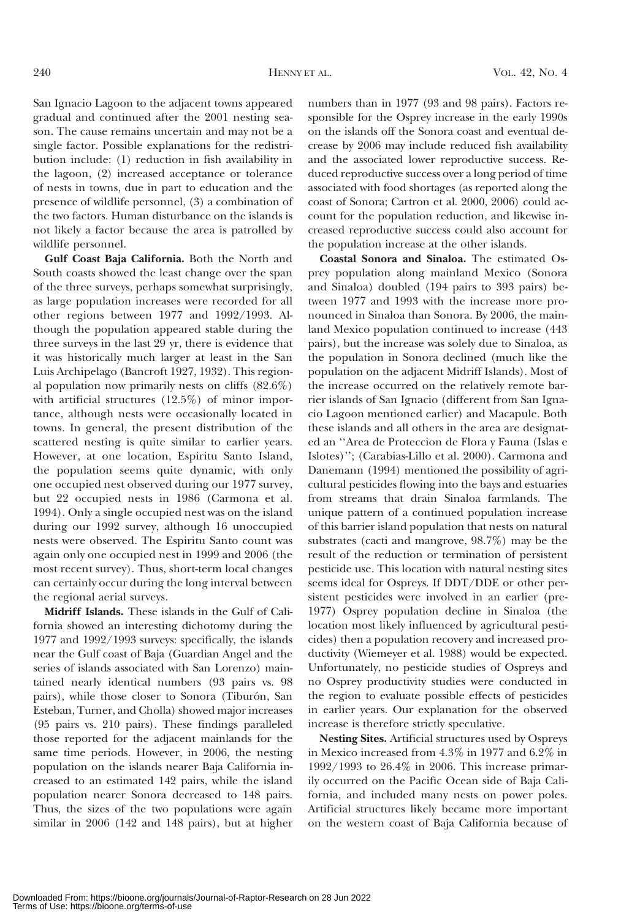San Ignacio Lagoon to the adjacent towns appeared gradual and continued after the 2001 nesting season. The cause remains uncertain and may not be a single factor. Possible explanations for the redistribution include: (1) reduction in fish availability in the lagoon, (2) increased acceptance or tolerance of nests in towns, due in part to education and the presence of wildlife personnel, (3) a combination of the two factors. Human disturbance on the islands is not likely a factor because the area is patrolled by wildlife personnel.

**Gulf Coast Baja California.** Both the North and South coasts showed the least change over the span of the three surveys, perhaps somewhat surprisingly, as large population increases were recorded for all other regions between 1977 and 1992/1993. Although the population appeared stable during the three surveys in the last 29 yr, there is evidence that it was historically much larger at least in the San Luis Archipelago (Bancroft 1927, 1932). This regional population now primarily nests on cliffs (82.6%) with artificial structures (12.5%) of minor importance, although nests were occasionally located in towns. In general, the present distribution of the scattered nesting is quite similar to earlier years. However, at one location, Espiritu Santo Island, the population seems quite dynamic, with only one occupied nest observed during our 1977 survey, but 22 occupied nests in 1986 (Carmona et al. 1994). Only a single occupied nest was on the island during our 1992 survey, although 16 unoccupied nests were observed. The Espiritu Santo count was again only one occupied nest in 1999 and 2006 (the most recent survey). Thus, short-term local changes can certainly occur during the long interval between the regional aerial surveys.

**Midriff Islands.** These islands in the Gulf of California showed an interesting dichotomy during the 1977 and 1992/1993 surveys: specifically, the islands near the Gulf coast of Baja (Guardian Angel and the series of islands associated with San Lorenzo) maintained nearly identical numbers (93 pairs vs. 98 pairs), while those closer to Sonora (Tiburón, San Esteban, Turner, and Cholla) showed major increases (95 pairs vs. 210 pairs). These findings paralleled those reported for the adjacent mainlands for the same time periods. However, in 2006, the nesting population on the islands nearer Baja California increased to an estimated 142 pairs, while the island population nearer Sonora decreased to 148 pairs. Thus, the sizes of the two populations were again similar in 2006 (142 and 148 pairs), but at higher numbers than in 1977 (93 and 98 pairs). Factors responsible for the Osprey increase in the early 1990s on the islands off the Sonora coast and eventual decrease by 2006 may include reduced fish availability and the associated lower reproductive success. Reduced reproductive success over a long period of time associated with food shortages (as reported along the coast of Sonora; Cartron et al. 2000, 2006) could account for the population reduction, and likewise increased reproductive success could also account for the population increase at the other islands.

**Coastal Sonora and Sinaloa.** The estimated Osprey population along mainland Mexico (Sonora and Sinaloa) doubled (194 pairs to 393 pairs) between 1977 and 1993 with the increase more pronounced in Sinaloa than Sonora. By 2006, the mainland Mexico population continued to increase (443 pairs), but the increase was solely due to Sinaloa, as the population in Sonora declined (much like the population on the adjacent Midriff Islands). Most of the increase occurred on the relatively remote barrier islands of San Ignacio (different from San Ignacio Lagoon mentioned earlier) and Macapule. Both these islands and all others in the area are designated an ''Area de Proteccion de Flora y Fauna (Islas e Islotes)''; (Carabias-Lillo et al. 2000). Carmona and Danemann (1994) mentioned the possibility of agricultural pesticides flowing into the bays and estuaries from streams that drain Sinaloa farmlands. The unique pattern of a continued population increase of this barrier island population that nests on natural substrates (cacti and mangrove, 98.7%) may be the result of the reduction or termination of persistent pesticide use. This location with natural nesting sites seems ideal for Ospreys. If DDT/DDE or other persistent pesticides were involved in an earlier (pre-1977) Osprey population decline in Sinaloa (the location most likely influenced by agricultural pesticides) then a population recovery and increased productivity (Wiemeyer et al. 1988) would be expected. Unfortunately, no pesticide studies of Ospreys and no Osprey productivity studies were conducted in the region to evaluate possible effects of pesticides in earlier years. Our explanation for the observed increase is therefore strictly speculative.

**Nesting Sites.** Artificial structures used by Ospreys in Mexico increased from 4.3% in 1977 and 6.2% in 1992/1993 to 26.4% in 2006. This increase primarily occurred on the Pacific Ocean side of Baja California, and included many nests on power poles. Artificial structures likely became more important on the western coast of Baja California because of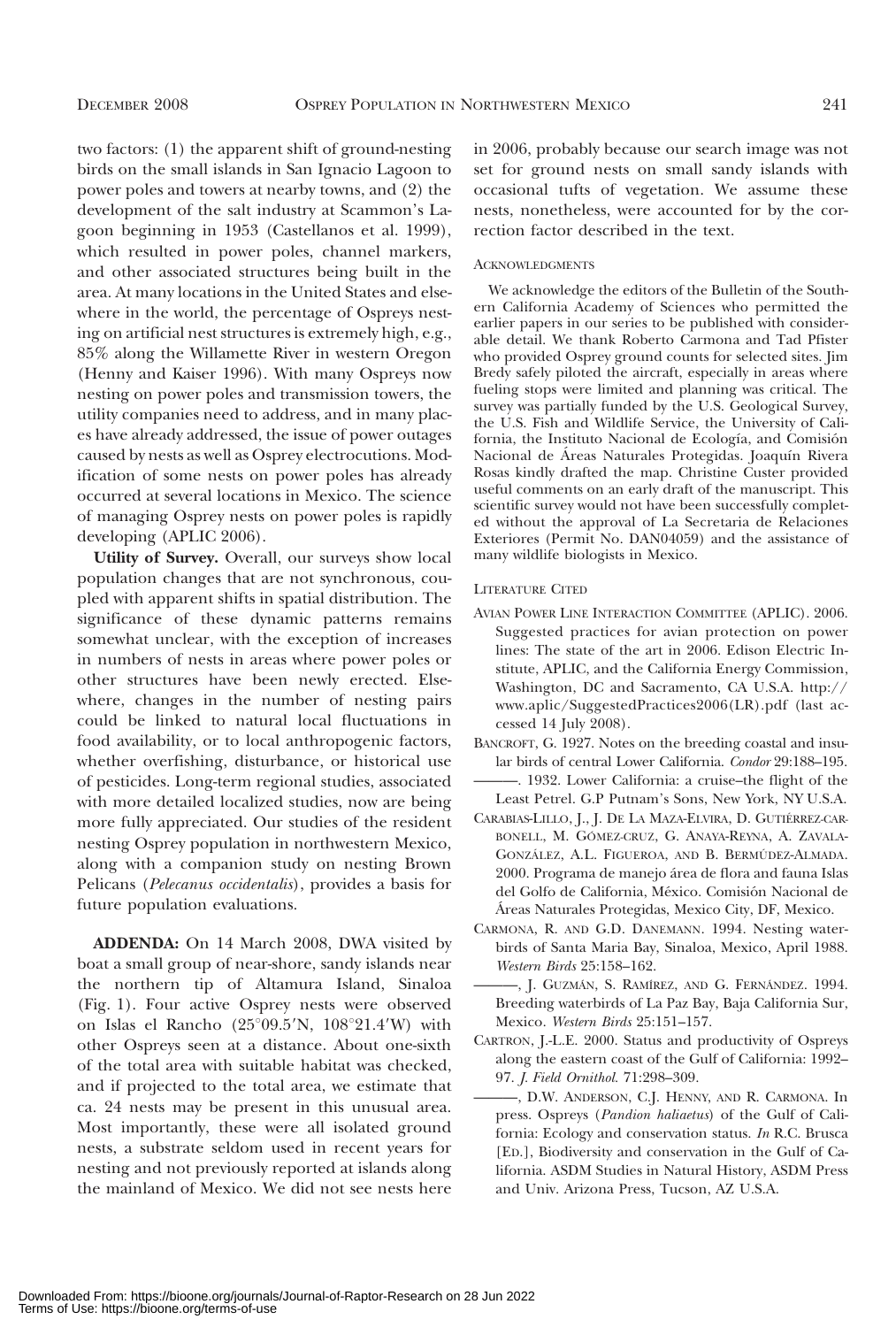two factors: (1) the apparent shift of ground-nesting birds on the small islands in San Ignacio Lagoon to power poles and towers at nearby towns, and (2) the development of the salt industry at Scammon's Lagoon beginning in 1953 (Castellanos et al. 1999), which resulted in power poles, channel markers, and other associated structures being built in the area. At many locations in the United States and elsewhere in the world, the percentage of Ospreys nesting on artificial nest structures is extremely high, e.g., 85% along the Willamette River in western Oregon (Henny and Kaiser 1996). With many Ospreys now nesting on power poles and transmission towers, the utility companies need to address, and in many places have already addressed, the issue of power outages caused by nests as well as Osprey electrocutions. Modification of some nests on power poles has already occurred at several locations in Mexico. The science of managing Osprey nests on power poles is rapidly developing (APLIC 2006).

**Utility of Survey.** Overall, our surveys show local population changes that are not synchronous, coupled with apparent shifts in spatial distribution. The significance of these dynamic patterns remains somewhat unclear, with the exception of increases in numbers of nests in areas where power poles or other structures have been newly erected. Elsewhere, changes in the number of nesting pairs could be linked to natural local fluctuations in food availability, or to local anthropogenic factors, whether overfishing, disturbance, or historical use of pesticides. Long-term regional studies, associated with more detailed localized studies, now are being more fully appreciated. Our studies of the resident nesting Osprey population in northwestern Mexico, along with a companion study on nesting Brown Pelicans (*Pelecanus occidentalis*), provides a basis for future population evaluations.

**ADDENDA:** On 14 March 2008, DWA visited by boat a small group of near-shore, sandy islands near the northern tip of Altamura Island, Sinaloa (Fig. 1). Four active Osprey nests were observed on Islas el Rancho (25°09.5′N, 108°21.4′W) with other Ospreys seen at a distance. About one-sixth of the total area with suitable habitat was checked, and if projected to the total area, we estimate that ca. 24 nests may be present in this unusual area. Most importantly, these were all isolated ground nests, a substrate seldom used in recent years for nesting and not previously reported at islands along the mainland of Mexico. We did not see nests here in 2006, probably because our search image was not set for ground nests on small sandy islands with occasional tufts of vegetation. We assume these nests, nonetheless, were accounted for by the correction factor described in the text.

## Acknowledgments

We acknowledge the editors of the Bulletin of the Southern California Academy of Sciences who permitted the earlier papers in our series to be published with considerable detail. We thank Roberto Carmona and Tad Pfister who provided Osprey ground counts for selected sites. Jim Bredy safely piloted the aircraft, especially in areas where fueling stops were limited and planning was critical. The survey was partially funded by the U.S. Geological Survey, the U.S. Fish and Wildlife Service, the University of California, the Instituto Nacional de Ecología, and Comisión Nacional de Áreas Naturales Protegidas. Joaquín Rivera Rosas kindly drafted the map. Christine Custer provided useful comments on an early draft of the manuscript. This scientific survey would not have been successfully completed without the approval of La Secretaria de Relaciones Exteriores (Permit No. DAN04059) and the assistance of many wildlife biologists in Mexico.

## Literature Cited

Avian Power Line Interaction Committee (APLIC). 2006. Suggested practices for avian protection on power lines: The state of the art in 2006. Edison Electric Institute, APLIC, and the California Energy Commission, Washington, DC and Sacramento, CA U.S.A. http://www.aplic/SuggestedPractices2006(LR).pdf (last accessed 14 July 2008).

Bancroft, G. 1927. Notes on the breeding coastal and insular birds of central Lower California. *Condor* 29:188–195.

———. 1932. Lower California: a cruise–the flight of the Least Petrel. G.P Putnam's Sons, New York, NY U.S.A.

Carabias-Lillo, J., J. De La Maza-Elvira, D. Gutiérrez-Carbonell, M. Gómez-cruz, G. Anaya-Reyna, A. Zavala-González, A.L. Figueroa, and B. Bermúdez-Almada. 2000. Programa de manejo área de flora and fauna Islas del Golfo de California, México. Comisión Nacional de Áreas Naturales Protegidas, Mexico City, DF, Mexico.

Carmona, R. and G.D. Danemann. 1994. Nesting waterbirds of Santa Maria Bay, Sinaloa, Mexico, April 1988. *Western Birds* 25:158–162.

———, J. Guzmán, S. Ramírez, and G. Fernández. 1994. Breeding waterbirds of La Paz Bay, Baja California Sur, Mexico. *Western Birds* 25:151–157.

Cartron, J.-L.E. 2000. Status and productivity of Ospreys along the eastern coast of the Gulf of California: 1992–97. *J. Field Ornithol.* 71:298–309.

———, D.W. Anderson, C.J. Henny, and R. Carmona. In press. Ospreys (*Pandion haliaetus*) of the Gulf of California: Ecology and conservation status. *In* R.C. Brusca [Ed.], Biodiversity and conservation in the Gulf of California. ASDM Studies in Natural History, ASDM Press and Univ. Arizona Press, Tucson, AZ U.S.A.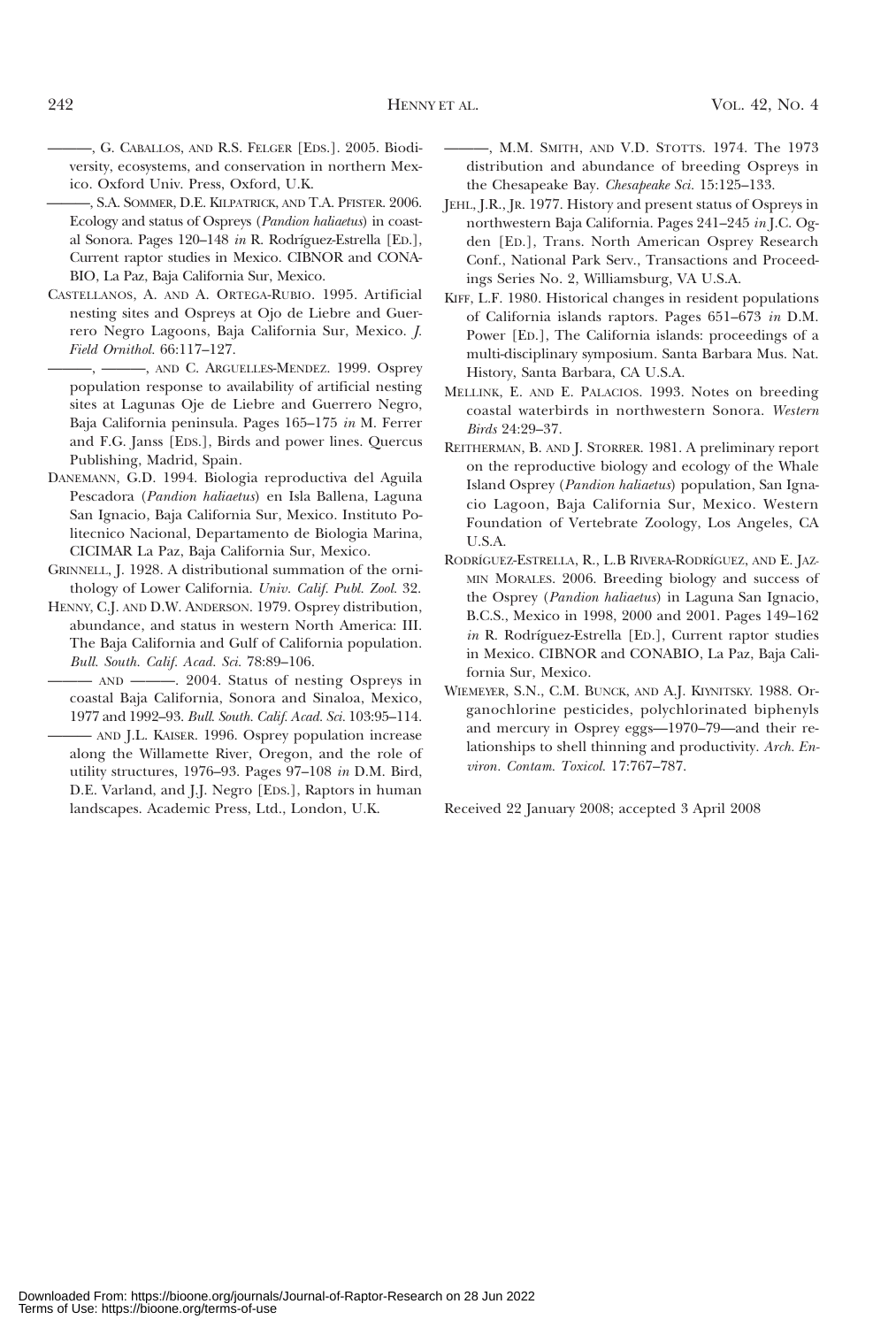———, G. CABALLOS, AND R.S. FELGER [EDS.]. 2005. Biodiversity, ecosystems, and conservation in northern Mexico. Oxford Univ. Press, Oxford, U.K.

———, S.A. SOMMER, D.E. KILPATRICK, AND T.A. PFISTER. 2006. Ecology and status of Ospreys (*Pandion haliaetus*) in coastal Sonora. Pages 120–148 *in* R. Rodríguez-Estrella [ED.], Current raptor studies in Mexico. CIBNOR and CONABIO, La Paz, Baja California Sur, Mexico.

CASTELLANOS, A. AND A. ORTEGA-RUBIO. 1995. Artificial nesting sites and Ospreys at Ojo de Liebre and Guerrero Negro Lagoons, Baja California Sur, Mexico. *J. Field Ornithol.* 66:117–127.

———, ———, AND C. ARGUELLES-MENDEZ. 1999. Osprey population response to availability of artificial nesting sites at Lagunas Oje de Liebre and Guerrero Negro, Baja California peninsula. Pages 165–175 *in* M. Ferrer and F.G. Janss [EDS.], Birds and power lines. Quercus Publishing, Madrid, Spain.

DANEMANN, G.D. 1994. Biologia reproductiva del Aguila Pescadora (*Pandion haliaetus*) en Isla Ballena, Laguna San Ignacio, Baja California Sur, Mexico. Instituto Politecnico Nacional, Departamento de Biologia Marina, CICIMAR La Paz, Baja California Sur, Mexico.

GRINNELL, J. 1928. A distributional summation of the ornithology of Lower California. *Univ. Calif. Publ. Zool.* 32.

HENNY, C.J. AND D.W. ANDERSON. 1979. Osprey distribution, abundance, and status in western North America: III. The Baja California and Gulf of California population. *Bull. South. Calif. Acad. Sci.* 78:89–106.

——— AND ———. 2004. Status of nesting Ospreys in coastal Baja California, Sonora and Sinaloa, Mexico, 1977 and 1992–93. *Bull. South. Calif. Acad. Sci.* 103:95–114.

——— AND J.L. KAISER. 1996. Osprey population increase along the Willamette River, Oregon, and the role of utility structures, 1976–93. Pages 97–108 *in* D.M. Bird, D.E. Varland, and J.J. Negro [EDS.], Raptors in human landscapes. Academic Press, Ltd., London, U.K.

———, M.M. SMITH, AND V.D. STOTTS. 1974. The 1973 distribution and abundance of breeding Ospreys in the Chesapeake Bay. *Chesapeake Sci.* 15:125–133.

JEHL, J.R., JR. 1977. History and present status of Ospreys in northwestern Baja California. Pages 241–245 *in* J.C. Ogden [ED.], Trans. North American Osprey Research Conf., National Park Serv., Transactions and Proceedings Series No. 2, Williamsburg, VA U.S.A.

KIFF, L.F. 1980. Historical changes in resident populations of California islands raptors. Pages 651–673 *in* D.M. Power [ED.], The California islands: proceedings of a multi-disciplinary symposium. Santa Barbara Mus. Nat. History, Santa Barbara, CA U.S.A.

MELLINK, E. AND E. PALACIOS. 1993. Notes on breeding coastal waterbirds in northwestern Sonora. *Western Birds* 24:29–37.

REITHERMAN, B. AND J. STORRER. 1981. A preliminary report on the reproductive biology and ecology of the Whale Island Osprey (*Pandion haliaetus*) population, San Ignacio Lagoon, Baja California Sur, Mexico. Western Foundation of Vertebrate Zoology, Los Angeles, CA U.S.A.

RODRÍGUEZ-ESTRELLA, R., L.B RIVERA-RODRÍGUEZ, AND E. JAZMIN MORALES. 2006. Breeding biology and success of the Osprey (*Pandion haliaetus*) in Laguna San Ignacio, B.C.S., Mexico in 1998, 2000 and 2001. Pages 149–162 *in* R. Rodríguez-Estrella [ED.], Current raptor studies in Mexico. CIBNOR and CONABIO, La Paz, Baja California Sur, Mexico.

WIEMEYER, S.N., C.M. BUNCK, AND A.J. KRYNITSKY. 1988. Organochlorine pesticides, polychlorinated biphenyls and mercury in Osprey eggs—1970–79—and their relationships to shell thinning and productivity. *Arch. Environ. Contam. Toxicol.* 17:767–787.

Received 22 January 2008; accepted 3 April 2008